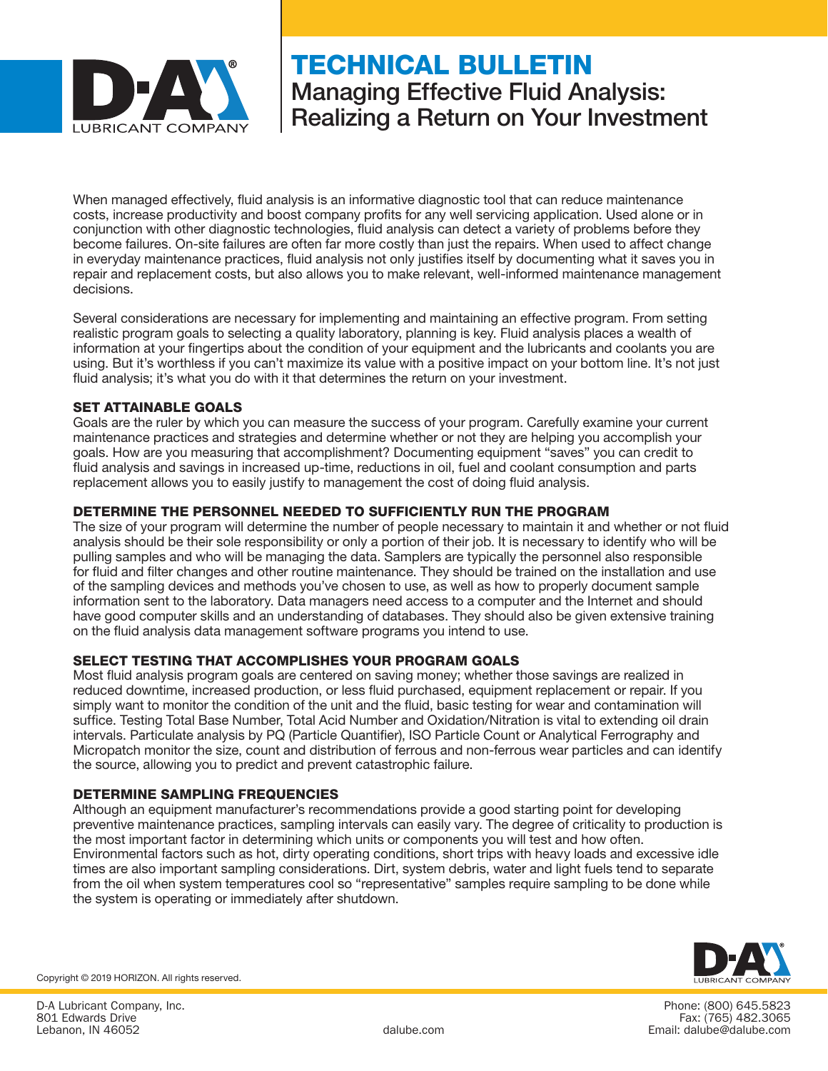# TECHNICAL BULLETIN

## Managing Effective Fluid Analysis: Realizing a Return on Your Investment

When managed effectively, fluid analysis is an informative diagnostic tool that can reduce maintenance costs, increase productivity and boost company profits for any well servicing application. Used alone or in conjunction with other diagnostic technologies, fluid analysis can detect a variety of problems before they become failures. On-site failures are often far more costly than just the repairs. When used to affect change in everyday maintenance practices, fluid analysis not only justifies itself by documenting what it saves you in repair and replacement costs, but also allows you to make relevant, well-informed maintenance management decisions.

Several considerations are necessary for implementing and maintaining an effective program. From setting realistic program goals to selecting a quality laboratory, planning is key. Fluid analysis places a wealth of information at your fingertips about the condition of your equipment and the lubricants and coolants you are using. But it's worthless if you can't maximize its value with a positive impact on your bottom line. It's not just fluid analysis; it's what you do with it that determines the return on your investment.

### SET ATTAINABLE GOALS

Goals are the ruler by which you can measure the success of your program. Carefully examine your current maintenance practices and strategies and determine whether or not they are helping you accomplish your goals. How are you measuring that accomplishment? Documenting equipment "saves" you can credit to fluid analysis and savings in increased up-time, reductions in oil, fuel and coolant consumption and parts replacement allows you to easily justify to management the cost of doing fluid analysis.

### DETERMINE THE PERSONNEL NEEDED TO SUFFICIENTLY RUN THE PROGRAM

The size of your program will determine the number of people necessary to maintain it and whether or not fluid analysis should be their sole responsibility or only a portion of their job. It is necessary to identify who will be pulling samples and who will be managing the data. Samplers are typically the personnel also responsible for fluid and filter changes and other routine maintenance. They should be trained on the installation and use of the sampling devices and methods you've chosen to use, as well as how to properly document sample information sent to the laboratory. Data managers need access to a computer and the Internet and should have good computer skills and an understanding of databases. They should also be given extensive training on the fluid analysis data management software programs you intend to use.

### SELECT TESTING THAT ACCOMPLISHES YOUR PROGRAM GOALS

Most fluid analysis program goals are centered on saving money; whether those savings are realized in reduced downtime, increased production, or less fluid purchased, equipment replacement or repair. If you simply want to monitor the condition of the unit and the fluid, basic testing for wear and contamination will suffice. Testing Total Base Number, Total Acid Number and Oxidation/Nitration is vital to extending oil drain intervals. Particulate analysis by PQ (Particle Quantifier), ISO Particle Count or Analytical Ferrography and Micropatch monitor the size, count and distribution of ferrous and non-ferrous wear particles and can identify the source, allowing you to predict and prevent catastrophic failure.

### DETERMINE SAMPLING FREQUENCIES

Although an equipment manufacturer's recommendations provide a good starting point for developing preventive maintenance practices, sampling intervals can easily vary. The degree of criticality to production is the most important factor in determining which units or components you will test and how often. Environmental factors such as hot, dirty operating conditions, short trips with heavy loads and excessive idle times are also important sampling considerations. Dirt, system debris, water and light fuels tend to separate from the oil when system temperatures cool so "representative" samples require sampling to be done while the system is operating or immediately after shutdown.

Copyright © 2019 HORIZON. All rights reserved.

D-A Lubricant Company, Inc.
801 Edwards Drive
Lebanon, IN 46052

dalube.com

Phone: (800) 645.5823
Fax: (765) 482.3065
Email: dalube@dalube.com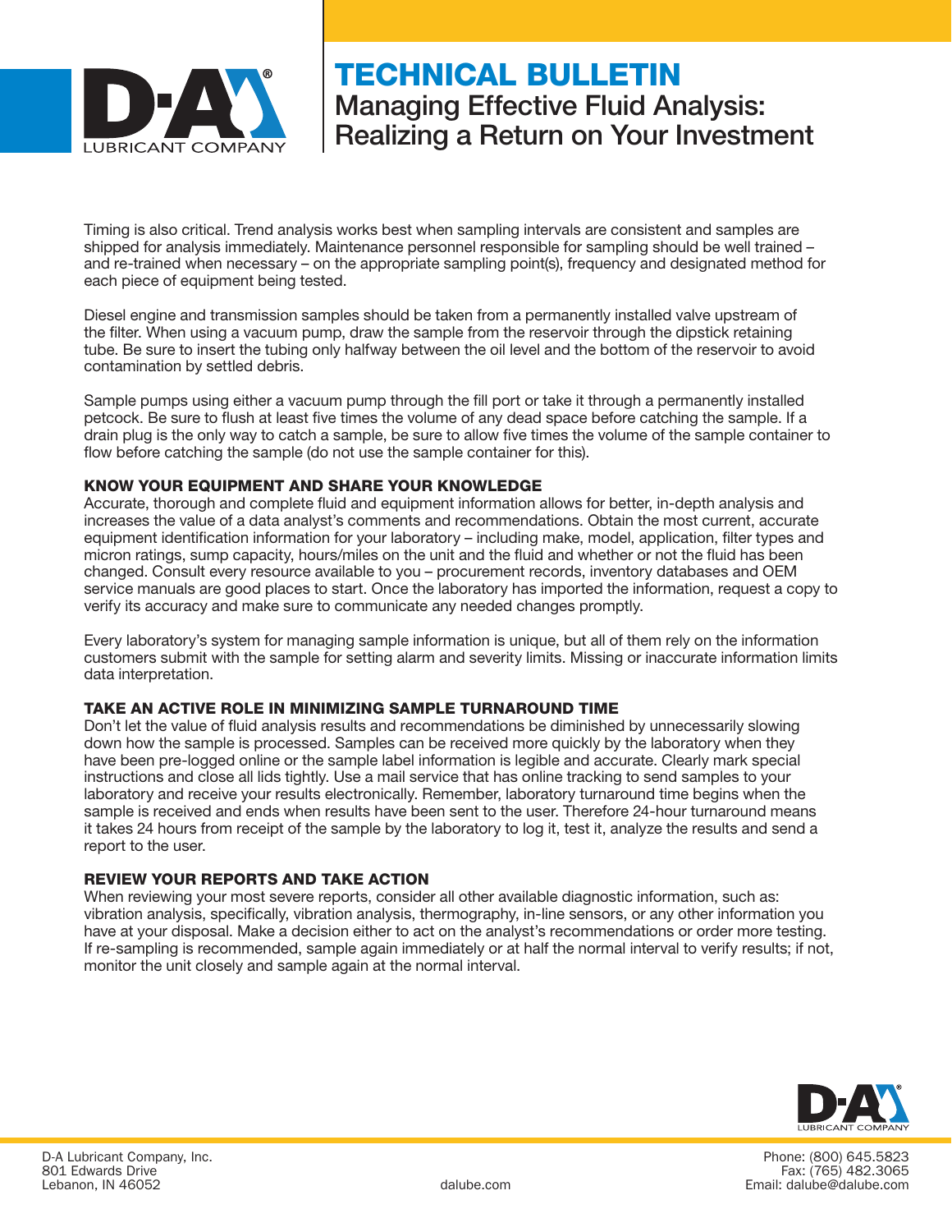# TECHNICAL BULLETIN

## Managing Effective Fluid Analysis: Realizing a Return on Your Investment

Timing is also critical. Trend analysis works best when sampling intervals are consistent and samples are shipped for analysis immediately. Maintenance personnel responsible for sampling should be well trained – and re-trained when necessary – on the appropriate sampling point(s), frequency and designated method for each piece of equipment being tested.

Diesel engine and transmission samples should be taken from a permanently installed valve upstream of the filter. When using a vacuum pump, draw the sample from the reservoir through the dipstick retaining tube. Be sure to insert the tubing only halfway between the oil level and the bottom of the reservoir to avoid contamination by settled debris.

Sample pumps using either a vacuum pump through the fill port or take it through a permanently installed petcock. Be sure to flush at least five times the volume of any dead space before catching the sample. If a drain plug is the only way to catch a sample, be sure to allow five times the volume of the sample container to flow before catching the sample (do not use the sample container for this).

### KNOW YOUR EQUIPMENT AND SHARE YOUR KNOWLEDGE

Accurate, thorough and complete fluid and equipment information allows for better, in-depth analysis and increases the value of a data analyst's comments and recommendations. Obtain the most current, accurate equipment identification information for your laboratory – including make, model, application, filter types and micron ratings, sump capacity, hours/miles on the unit and the fluid and whether or not the fluid has been changed. Consult every resource available to you – procurement records, inventory databases and OEM service manuals are good places to start. Once the laboratory has imported the information, request a copy to verify its accuracy and make sure to communicate any needed changes promptly.

Every laboratory's system for managing sample information is unique, but all of them rely on the information customers submit with the sample for setting alarm and severity limits. Missing or inaccurate information limits data interpretation.

### TAKE AN ACTIVE ROLE IN MINIMIZING SAMPLE TURNAROUND TIME

Don't let the value of fluid analysis results and recommendations be diminished by unnecessarily slowing down how the sample is processed. Samples can be received more quickly by the laboratory when they have been pre-logged online or the sample label information is legible and accurate. Clearly mark special instructions and close all lids tightly. Use a mail service that has online tracking to send samples to your laboratory and receive your results electronically. Remember, laboratory turnaround time begins when the sample is received and ends when results have been sent to the user. Therefore 24-hour turnaround means it takes 24 hours from receipt of the sample by the laboratory to log it, test it, analyze the results and send a report to the user.

### REVIEW YOUR REPORTS AND TAKE ACTION

When reviewing your most severe reports, consider all other available diagnostic information, such as: vibration analysis, specifically, vibration analysis, thermography, in-line sensors, or any other information you have at your disposal. Make a decision either to act on the analyst's recommendations or order more testing. If re-sampling is recommended, sample again immediately or at half the normal interval to verify results; if not, monitor the unit closely and sample again at the normal interval.

D-A Lubricant Company, Inc.
801 Edwards Drive
Lebanon, IN 46052

dalube.com

Phone: (800) 645.5823
Fax: (765) 482.3065
Email: dalube@dalube.com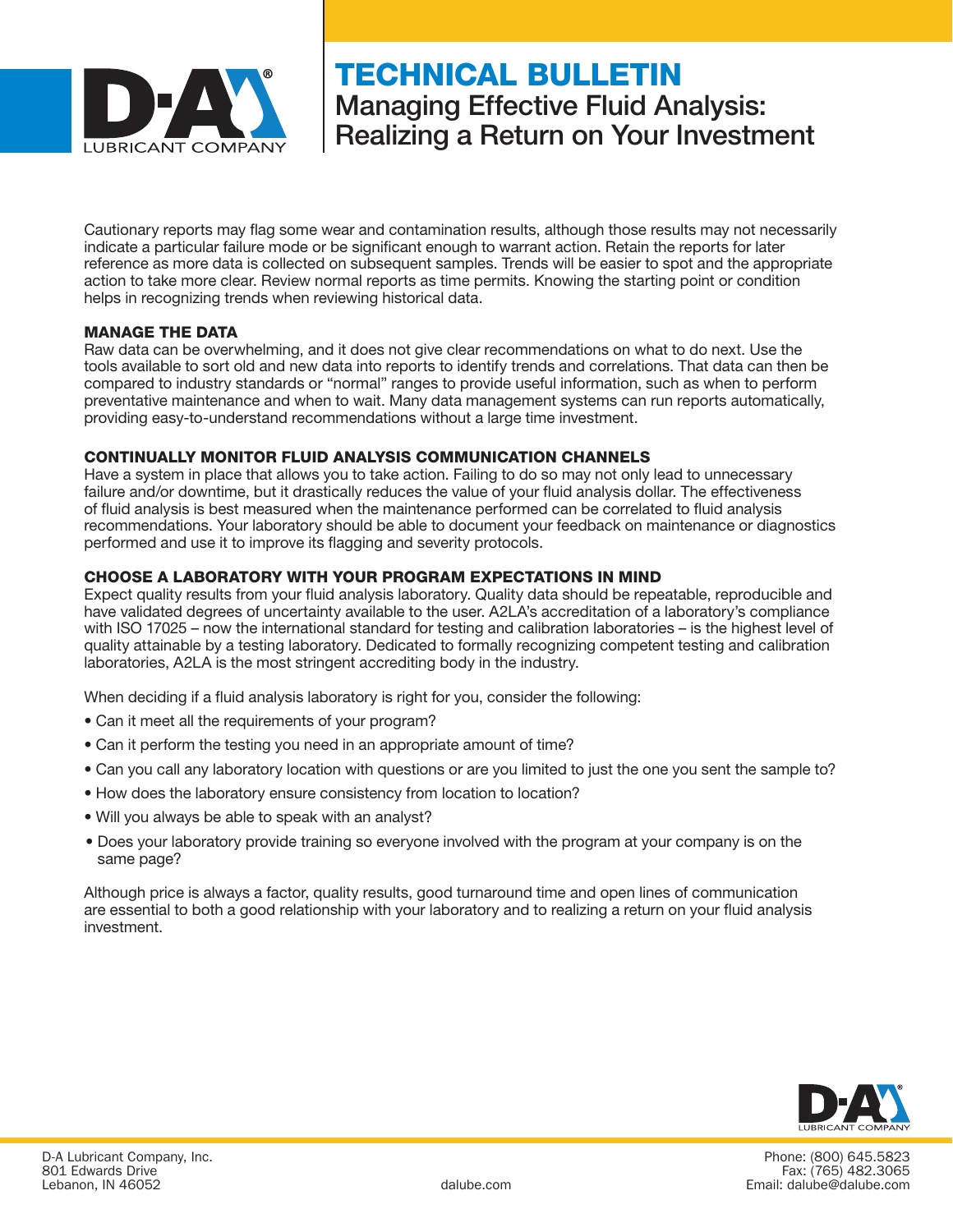# TECHNICAL BULLETIN

## Managing Effective Fluid Analysis: Realizing a Return on Your Investment

Cautionary reports may flag some wear and contamination results, although those results may not necessarily indicate a particular failure mode or be significant enough to warrant action. Retain the reports for later reference as more data is collected on subsequent samples. Trends will be easier to spot and the appropriate action to take more clear. Review normal reports as time permits. Knowing the starting point or condition helps in recognizing trends when reviewing historical data.

### MANAGE THE DATA

Raw data can be overwhelming, and it does not give clear recommendations on what to do next. Use the tools available to sort old and new data into reports to identify trends and correlations. That data can then be compared to industry standards or "normal" ranges to provide useful information, such as when to perform preventative maintenance and when to wait. Many data management systems can run reports automatically, providing easy-to-understand recommendations without a large time investment.

### CONTINUALLY MONITOR FLUID ANALYSIS COMMUNICATION CHANNELS

Have a system in place that allows you to take action. Failing to do so may not only lead to unnecessary failure and/or downtime, but it drastically reduces the value of your fluid analysis dollar. The effectiveness of fluid analysis is best measured when the maintenance performed can be correlated to fluid analysis recommendations. Your laboratory should be able to document your feedback on maintenance or diagnostics performed and use it to improve its flagging and severity protocols.

### CHOOSE A LABORATORY WITH YOUR PROGRAM EXPECTATIONS IN MIND

Expect quality results from your fluid analysis laboratory. Quality data should be repeatable, reproducible and have validated degrees of uncertainty available to the user. A2LA's accreditation of a laboratory's compliance with ISO 17025 – now the international standard for testing and calibration laboratories – is the highest level of quality attainable by a testing laboratory. Dedicated to formally recognizing competent testing and calibration laboratories, A2LA is the most stringent accrediting body in the industry.

When deciding if a fluid analysis laboratory is right for you, consider the following:

- Can it meet all the requirements of your program?
- Can it perform the testing you need in an appropriate amount of time?
- Can you call any laboratory location with questions or are you limited to just the one you sent the sample to?
- How does the laboratory ensure consistency from location to location?
- Will you always be able to speak with an analyst?
- Does your laboratory provide training so everyone involved with the program at your company is on the same page?

Although price is always a factor, quality results, good turnaround time and open lines of communication are essential to both a good relationship with your laboratory and to realizing a return on your fluid analysis investment.

D-A Lubricant Company, Inc.
801 Edwards Drive
Lebanon, IN 46052

dalube.com

Phone: (800) 645.5823
Fax: (765) 482.3065
Email: dalube@dalube.com